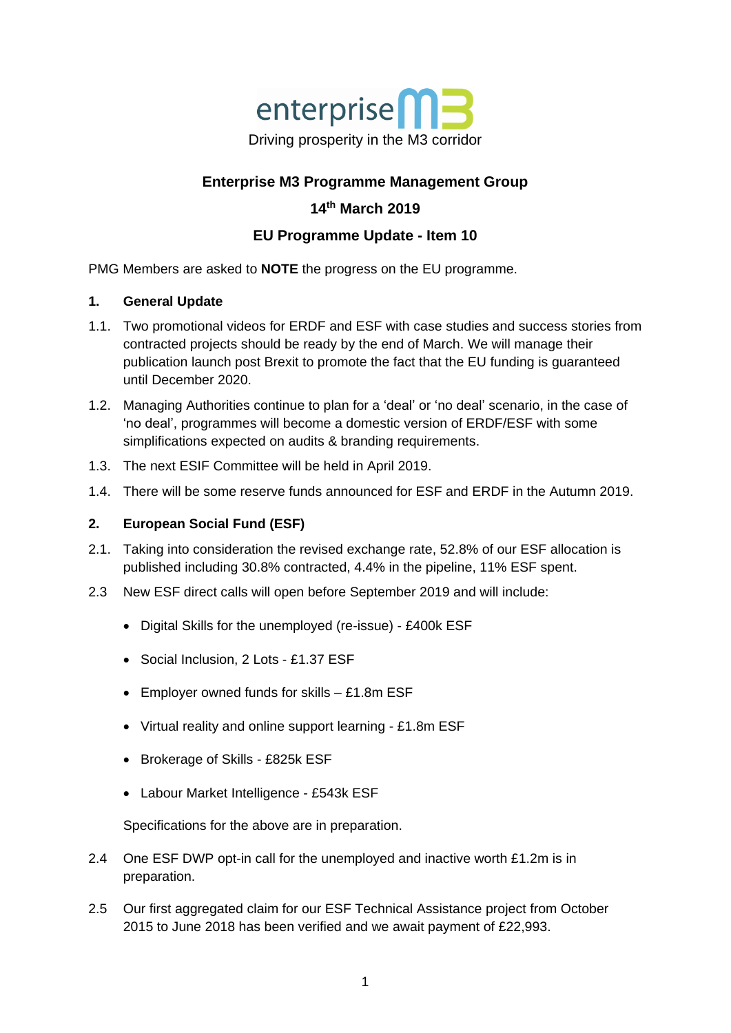enterprise M3

Driving prosperity in the M3 corridor

**Enterprise M3 Programme Management Group**

**14th March 2019**

**EU Programme Update - Item 10**

PMG Members are asked to **NOTE** the progress on the EU programme.

## 1. General Update

1.1. Two promotional videos for ERDF and ESF with case studies and success stories from contracted projects should be ready by the end of March. We will manage their publication launch post Brexit to promote the fact that the EU funding is guaranteed until December 2020.

1.2. Managing Authorities continue to plan for a 'deal' or 'no deal' scenario, in the case of 'no deal', programmes will become a domestic version of ERDF/ESF with some simplifications expected on audits & branding requirements.

1.3. The next ESIF Committee will be held in April 2019.

1.4. There will be some reserve funds announced for ESF and ERDF in the Autumn 2019.

## 2. European Social Fund (ESF)

2.1. Taking into consideration the revised exchange rate, 52.8% of our ESF allocation is published including 30.8% contracted, 4.4% in the pipeline, 11% ESF spent.

2.3 New ESF direct calls will open before September 2019 and will include:

- Digital Skills for the unemployed (re-issue) - £400k ESF
- Social Inclusion, 2 Lots - £1.37 ESF
- Employer owned funds for skills – £1.8m ESF
- Virtual reality and online support learning - £1.8m ESF
- Brokerage of Skills - £825k ESF
- Labour Market Intelligence - £543k ESF

Specifications for the above are in preparation.

2.4 One ESF DWP opt-in call for the unemployed and inactive worth £1.2m is in preparation.

2.5 Our first aggregated claim for our ESF Technical Assistance project from October 2015 to June 2018 has been verified and we await payment of £22,993.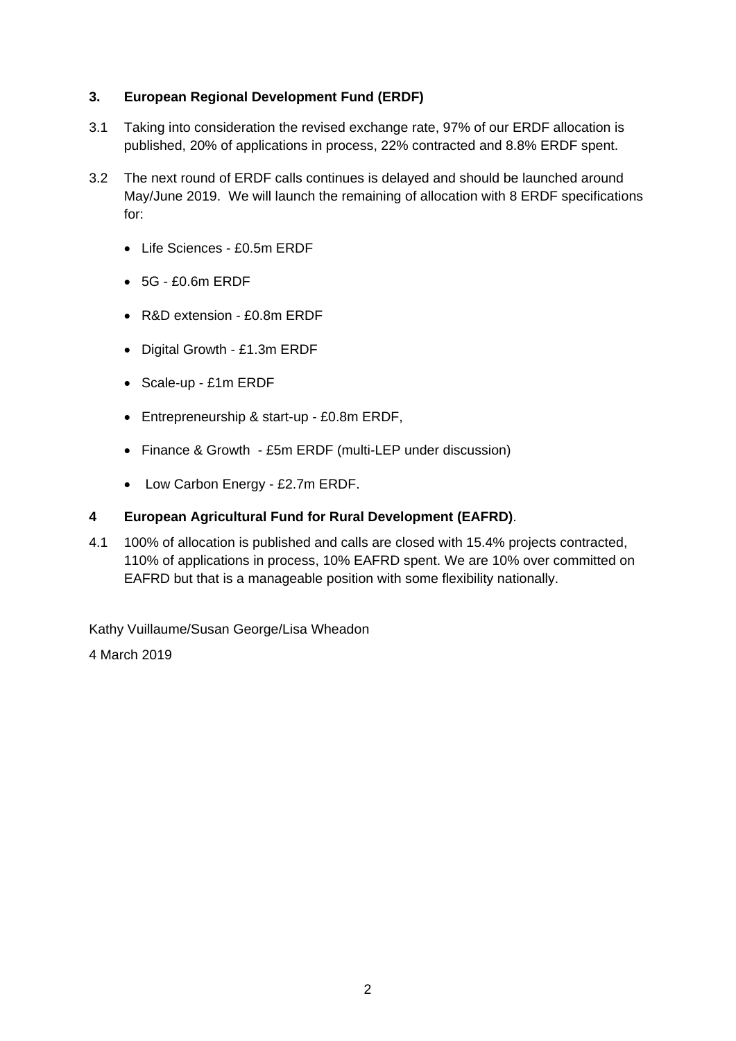## 3. European Regional Development Fund (ERDF)

3.1 Taking into consideration the revised exchange rate, 97% of our ERDF allocation is published, 20% of applications in process, 22% contracted and 8.8% ERDF spent.

3.2 The next round of ERDF calls continues is delayed and should be launched around May/June 2019. We will launch the remaining of allocation with 8 ERDF specifications for:

- Life Sciences - £0.5m ERDF
- 5G - £0.6m ERDF
- R&D extension - £0.8m ERDF
- Digital Growth - £1.3m ERDF
- Scale-up - £1m ERDF
- Entrepreneurship & start-up - £0.8m ERDF,
- Finance & Growth - £5m ERDF (multi-LEP under discussion)
- Low Carbon Energy - £2.7m ERDF.

## 4 European Agricultural Fund for Rural Development (EAFRD).

4.1 100% of allocation is published and calls are closed with 15.4% projects contracted, 110% of applications in process, 10% EAFRD spent. We are 10% over committed on EAFRD but that is a manageable position with some flexibility nationally.

Kathy Vuillaume/Susan George/Lisa Wheadon

4 March 2019